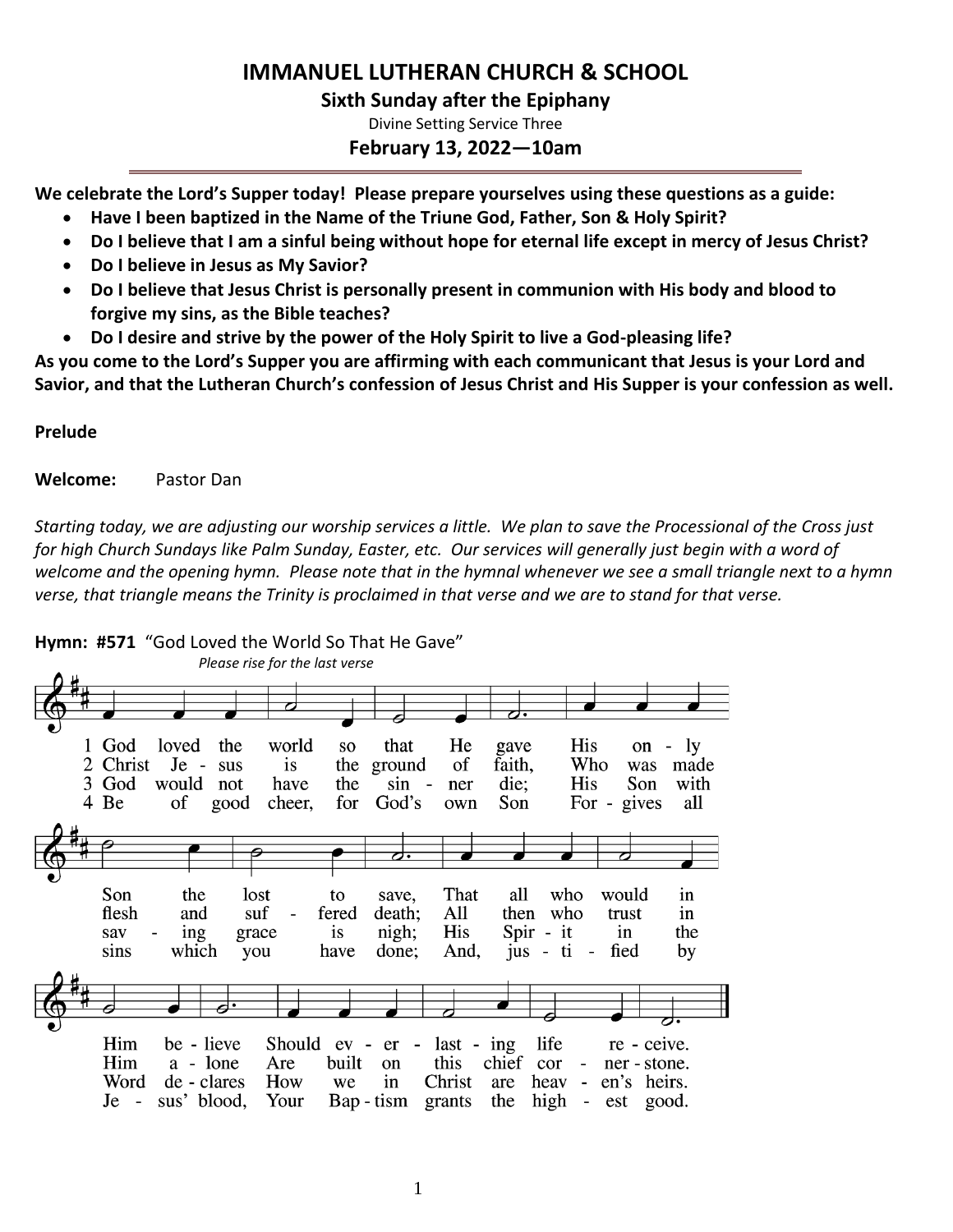# IMMANUEL LUTHERAN CHURCH & SCHOOL

## Sixth Sunday after the Epiphany

Divine Setting Service Three

### February 13, 2022—10am

**We celebrate the Lord's Supper today! Please prepare yourselves using these questions as a guide:**

- **Have I been baptized in the Name of the Triune God, Father, Son & Holy Spirit?**
- **Do I believe that I am a sinful being without hope for eternal life except in mercy of Jesus Christ?**
- **Do I believe in Jesus as My Savior?**
- **Do I believe that Jesus Christ is personally present in communion with His body and blood to forgive my sins, as the Bible teaches?**
- **Do I desire and strive by the power of the Holy Spirit to live a God-pleasing life?**

**As you come to the Lord's Supper you are affirming with each communicant that Jesus is your Lord and Savior, and that the Lutheran Church's confession of Jesus Christ and His Supper is your confession as well.**

**Prelude**

**Welcome:** Pastor Dan

*Starting today, we are adjusting our worship services a little. We plan to save the Processional of the Cross just for high Church Sundays like Palm Sunday, Easter, etc. Our services will generally just begin with a word of welcome and the opening hymn. Please note that in the hymnal whenever we see a small triangle next to a hymn verse, that triangle means the Trinity is proclaimed in that verse and we are to stand for that verse.*

**Hymn: #571** "God Loved the World So That He Gave"

*Please rise for the last verse*

1 God loved the world so that He gave His only Son the lost to save, That all who would in Him believe Should everlasting life receive.

2 Christ Jesus is the ground of faith, Who was made flesh and suffered death; All then who trust in Him alone Are built on this chief cornerstone.

3 God would not have the sinner die; His Son with saving grace is nigh; His Spirit in the Word declares How we in Christ are heaven's heirs.

4 Be of good cheer, for God's own Son Forgives all sins which you have done; And, justified by Jesus' blood, Your Baptism grants the highest good.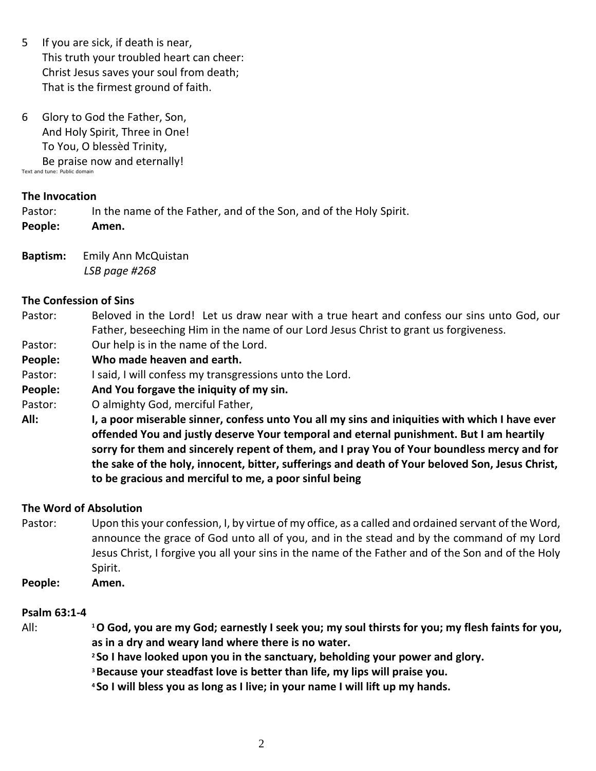5 If you are sick, if death is near,
This truth your troubled heart can cheer:
Christ Jesus saves your soul from death;
That is the firmest ground of faith.

6 Glory to God the Father, Son,
And Holy Spirit, Three in One!
To You, O blessèd Trinity,
Be praise now and eternally!

Text and tune: Public domain

**The Invocation**

Pastor: In the name of the Father, and of the Son, and of the Holy Spirit.

**People: Amen.**

**Baptism:** Emily Ann McQuistan
*LSB page #268*

**The Confession of Sins**

Pastor: Beloved in the Lord! Let us draw near with a true heart and confess our sins unto God, our Father, beseeching Him in the name of our Lord Jesus Christ to grant us forgiveness.

Pastor: Our help is in the name of the Lord.

**People: Who made heaven and earth.**

Pastor: I said, I will confess my transgressions unto the Lord.

**People: And You forgave the iniquity of my sin.**

Pastor: O almighty God, merciful Father,

**All: I, a poor miserable sinner, confess unto You all my sins and iniquities with which I have ever offended You and justly deserve Your temporal and eternal punishment. But I am heartily sorry for them and sincerely repent of them, and I pray You of Your boundless mercy and for the sake of the holy, innocent, bitter, sufferings and death of Your beloved Son, Jesus Christ, to be gracious and merciful to me, a poor sinful being**

**The Word of Absolution**

Pastor: Upon this your confession, I, by virtue of my office, as a called and ordained servant of the Word, announce the grace of God unto all of you, and in the stead and by the command of my Lord Jesus Christ, I forgive you all your sins in the name of the Father and of the Son and of the Holy Spirit.

**People: Amen.**

**Psalm 63:1-4**

All: **[1] O God, you are my God; earnestly I seek you; my soul thirsts for you; my flesh faints for you, as in a dry and weary land where there is no water.**
**[2] So I have looked upon you in the sanctuary, beholding your power and glory.**
**[3] Because your steadfast love is better than life, my lips will praise you.**
**[4] So I will bless you as long as I live; in your name I will lift up my hands.**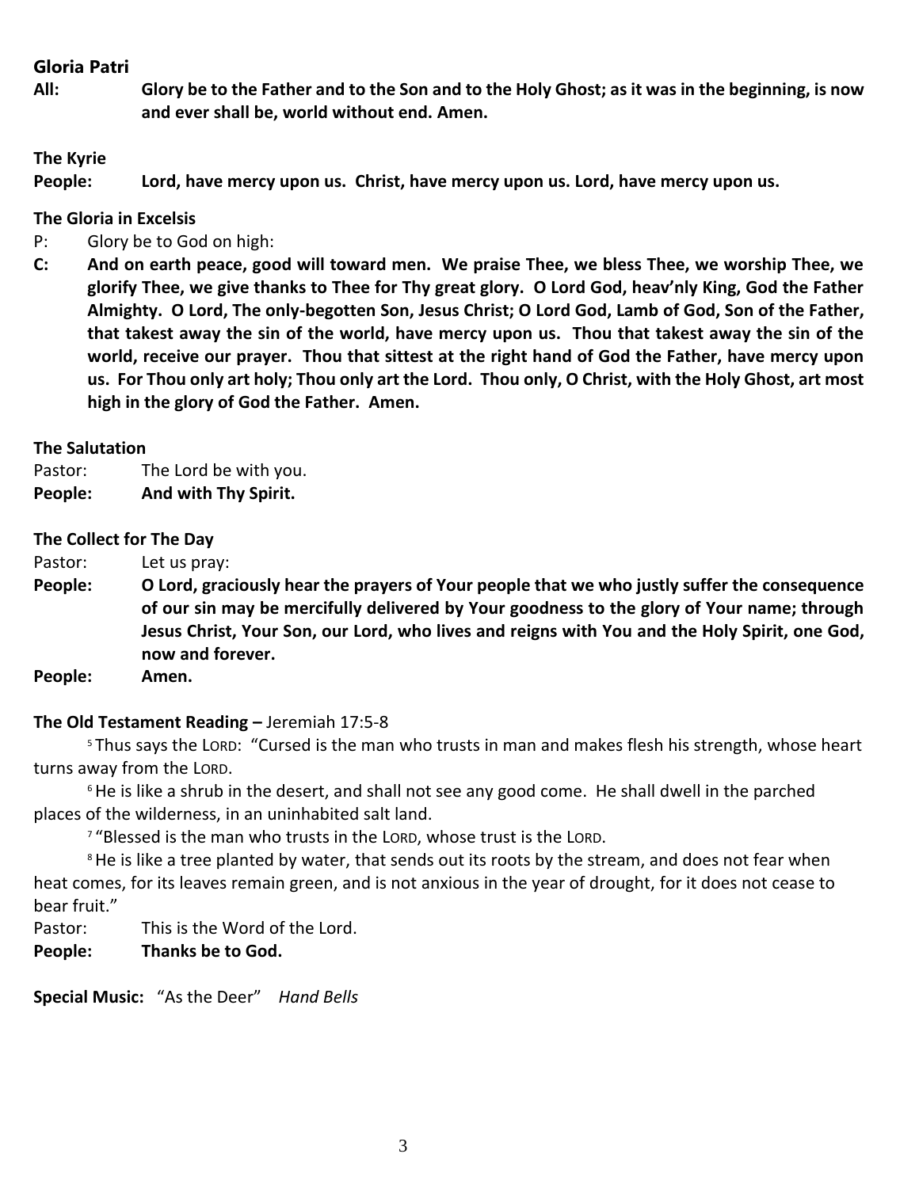**Gloria Patri**

**All:** **Glory be to the Father and to the Son and to the Holy Ghost; as it was in the beginning, is now and ever shall be, world without end. Amen.**

**The Kyrie**

**People:** **Lord, have mercy upon us. Christ, have mercy upon us. Lord, have mercy upon us.**

**The Gloria in Excelsis**

P: Glory be to God on high:

**C: And on earth peace, good will toward men. We praise Thee, we bless Thee, we worship Thee, we glorify Thee, we give thanks to Thee for Thy great glory. O Lord God, heav'nly King, God the Father Almighty. O Lord, The only-begotten Son, Jesus Christ; O Lord God, Lamb of God, Son of the Father, that takest away the sin of the world, have mercy upon us. Thou that takest away the sin of the world, receive our prayer. Thou that sittest at the right hand of God the Father, have mercy upon us. For Thou only art holy; Thou only art the Lord. Thou only, O Christ, with the Holy Ghost, art most high in the glory of God the Father. Amen.**

**The Salutation**

Pastor: The Lord be with you.

**People: And with Thy Spirit.**

**The Collect for The Day**

Pastor: Let us pray:

**People: O Lord, graciously hear the prayers of Your people that we who justly suffer the consequence of our sin may be mercifully delivered by Your goodness to the glory of Your name; through Jesus Christ, Your Son, our Lord, who lives and reigns with You and the Holy Spirit, one God, now and forever.**

**People: Amen.**

**The Old Testament Reading –** Jeremiah 17:5-8

[5] Thus says the LORD: "Cursed is the man who trusts in man and makes flesh his strength, whose heart turns away from the LORD.

[6] He is like a shrub in the desert, and shall not see any good come. He shall dwell in the parched places of the wilderness, in an uninhabited salt land.

[7] "Blessed is the man who trusts in the LORD, whose trust is the LORD.

[8] He is like a tree planted by water, that sends out its roots by the stream, and does not fear when heat comes, for its leaves remain green, and is not anxious in the year of drought, for it does not cease to bear fruit."

Pastor: This is the Word of the Lord.

**People: Thanks be to God.**

**Special Music:** "As the Deer" *Hand Bells*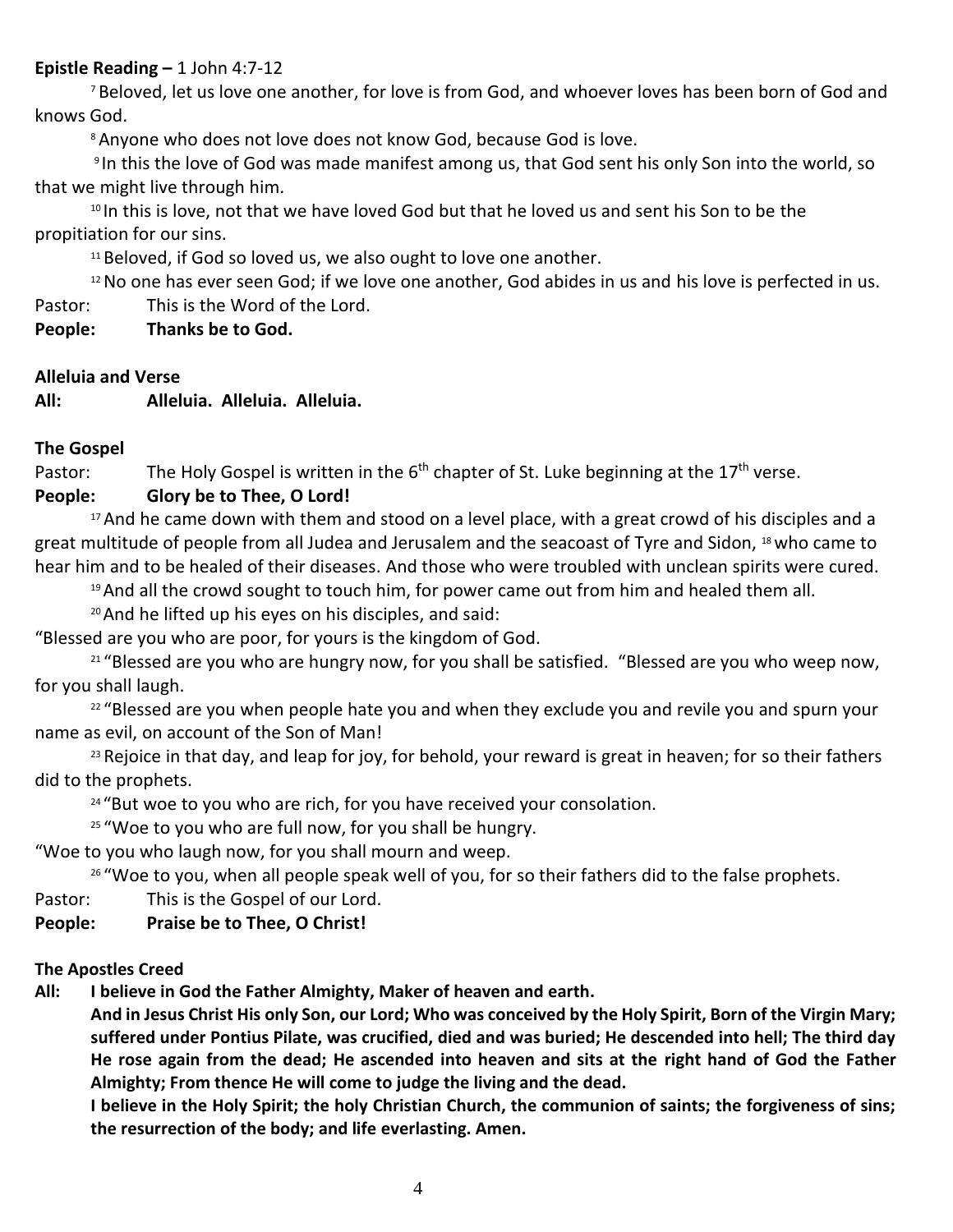**Epistle Reading –** 1 John 4:7-12

[7] Beloved, let us love one another, for love is from God, and whoever loves has been born of God and knows God.

[8] Anyone who does not love does not know God, because God is love.

[9] In this the love of God was made manifest among us, that God sent his only Son into the world, so that we might live through him.

[10] In this is love, not that we have loved God but that he loved us and sent his Son to be the propitiation for our sins.

[11] Beloved, if God so loved us, we also ought to love one another.

[12] No one has ever seen God; if we love one another, God abides in us and his love is perfected in us.

Pastor: This is the Word of the Lord.

**People: Thanks be to God.**

**Alleluia and Verse**

**All: Alleluia. Alleluia. Alleluia.**

**The Gospel**

Pastor: The Holy Gospel is written in the 6th chapter of St. Luke beginning at the 17th verse.

**People: Glory be to Thee, O Lord!**

[17] And he came down with them and stood on a level place, with a great crowd of his disciples and a great multitude of people from all Judea and Jerusalem and the seacoast of Tyre and Sidon, [18] who came to hear him and to be healed of their diseases. And those who were troubled with unclean spirits were cured.

[19] And all the crowd sought to touch him, for power came out from him and healed them all.

[20] And he lifted up his eyes on his disciples, and said:

"Blessed are you who are poor, for yours is the kingdom of God.

[21] "Blessed are you who are hungry now, for you shall be satisfied. "Blessed are you who weep now, for you shall laugh.

[22] "Blessed are you when people hate you and when they exclude you and revile you and spurn your name as evil, on account of the Son of Man!

[23] Rejoice in that day, and leap for joy, for behold, your reward is great in heaven; for so their fathers did to the prophets.

[24] "But woe to you who are rich, for you have received your consolation.

[25] "Woe to you who are full now, for you shall be hungry.

"Woe to you who laugh now, for you shall mourn and weep.

[26] "Woe to you, when all people speak well of you, for so their fathers did to the false prophets.

Pastor: This is the Gospel of our Lord.

**People: Praise be to Thee, O Christ!**

**The Apostles Creed**

**All: I believe in God the Father Almighty, Maker of heaven and earth.**

**And in Jesus Christ His only Son, our Lord; Who was conceived by the Holy Spirit, Born of the Virgin Mary; suffered under Pontius Pilate, was crucified, died and was buried; He descended into hell; The third day He rose again from the dead; He ascended into heaven and sits at the right hand of God the Father Almighty; From thence He will come to judge the living and the dead.**

**I believe in the Holy Spirit; the holy Christian Church, the communion of saints; the forgiveness of sins; the resurrection of the body; and life everlasting. Amen.**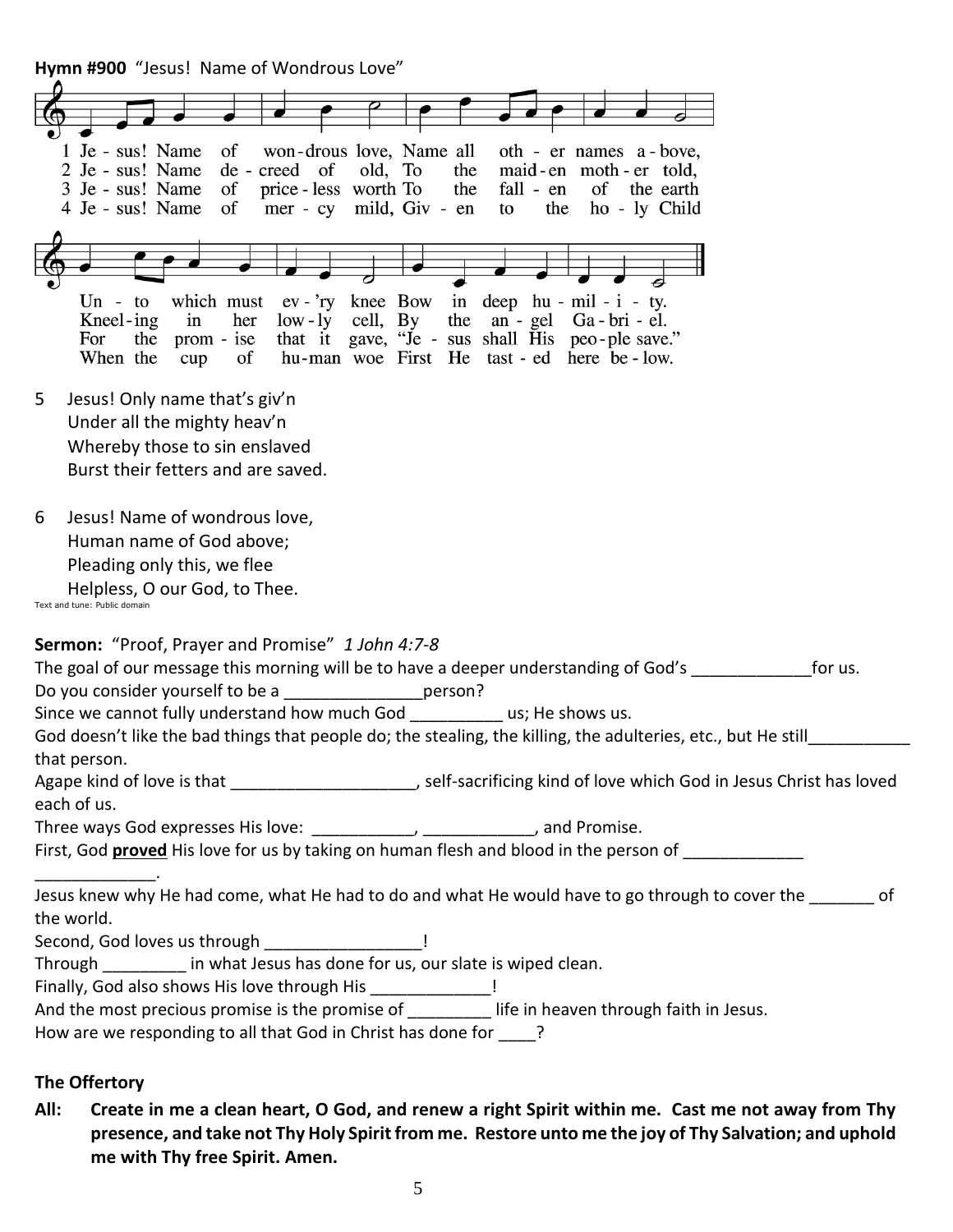**Hymn #900** "Jesus! Name of Wondrous Love"

1 Je - sus! Name of won-drous love, Name all oth - er names a - bove,
Un - to which must ev - 'ry knee Bow in deep hu - mil - i - ty.

2 Je - sus! Name de - creed of old, To the maid-en moth - er told,
Kneel-ing in her low - ly cell, By the an - gel Ga - bri - el.

3 Je - sus! Name of price - less worth To the fall - en of the earth
For the prom - ise that it gave, "Je - sus shall His peo-ple save."

4 Je - sus! Name of mer - cy mild, Giv - en to the ho - ly Child
When the cup of hu-man woe First He tast - ed here be - low.

5 Jesus! Only name that's giv'n
Under all the mighty heav'n
Whereby those to sin enslaved
Burst their fetters and are saved.

6 Jesus! Name of wondrous love,
Human name of God above;
Pleading only this, we flee
Helpless, O our God, to Thee.

Text and tune: Public domain

**Sermon:** "Proof, Prayer and Promise" *1 John 4:7-8*

The goal of our message this morning will be to have a deeper understanding of God's _____________for us.
Do you consider yourself to be a _______________person?
Since we cannot fully understand how much God __________ us; He shows us.
God doesn't like the bad things that people do; the stealing, the killing, the adulteries, etc., but He still___________ that person.
Agape kind of love is that ____________________, self-sacrificing kind of love which God in Jesus Christ has loved each of us.
Three ways God expresses His love: ___________, ____________, and Promise.
First, God **proved** His love for us by taking on human flesh and blood in the person of _____________ _____________.
Jesus knew why He had come, what He had to do and what He would have to go through to cover the _______ of the world.
Second, God loves us through _________________!
Through _________ in what Jesus has done for us, our slate is wiped clean.
Finally, God also shows His love through His _____________!
And the most precious promise is the promise of _________ life in heaven through faith in Jesus.
How are we responding to all that God in Christ has done for ____?

**The Offertory**

**All: Create in me a clean heart, O God, and renew a right Spirit within me. Cast me not away from Thy presence, and take not Thy Holy Spirit from me. Restore unto me the joy of Thy Salvation; and uphold me with Thy free Spirit. Amen.**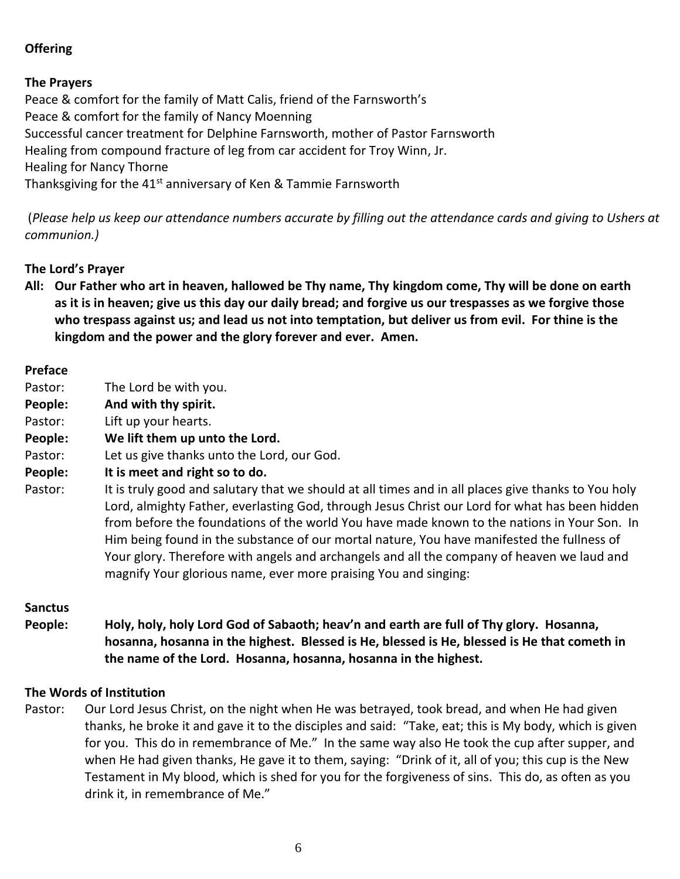**Offering**

**The Prayers**

Peace & comfort for the family of Matt Calis, friend of the Farnsworth's
Peace & comfort for the family of Nancy Moenning
Successful cancer treatment for Delphine Farnsworth, mother of Pastor Farnsworth
Healing from compound fracture of leg from car accident for Troy Winn, Jr.
Healing for Nancy Thorne
Thanksgiving for the 41st anniversary of Ken & Tammie Farnsworth

(*Please help us keep our attendance numbers accurate by filling out the attendance cards and giving to Ushers at communion.)*

**The Lord's Prayer**

**All: Our Father who art in heaven, hallowed be Thy name, Thy kingdom come, Thy will be done on earth as it is in heaven; give us this day our daily bread; and forgive us our trespasses as we forgive those who trespass against us; and lead us not into temptation, but deliver us from evil. For thine is the kingdom and the power and the glory forever and ever. Amen.**

**Preface**

Pastor: The Lord be with you.

**People: And with thy spirit.**

Pastor: Lift up your hearts.

**People: We lift them up unto the Lord.**

Pastor: Let us give thanks unto the Lord, our God.

**People: It is meet and right so to do.**

Pastor: It is truly good and salutary that we should at all times and in all places give thanks to You holy Lord, almighty Father, everlasting God, through Jesus Christ our Lord for what has been hidden from before the foundations of the world You have made known to the nations in Your Son. In Him being found in the substance of our mortal nature, You have manifested the fullness of Your glory. Therefore with angels and archangels and all the company of heaven we laud and magnify Your glorious name, ever more praising You and singing:

**Sanctus**

**People: Holy, holy, holy Lord God of Sabaoth; heav'n and earth are full of Thy glory. Hosanna, hosanna, hosanna in the highest. Blessed is He, blessed is He, blessed is He that cometh in the name of the Lord. Hosanna, hosanna, hosanna in the highest.**

**The Words of Institution**

Pastor: Our Lord Jesus Christ, on the night when He was betrayed, took bread, and when He had given thanks, he broke it and gave it to the disciples and said: "Take, eat; this is My body, which is given for you. This do in remembrance of Me." In the same way also He took the cup after supper, and when He had given thanks, He gave it to them, saying: "Drink of it, all of you; this cup is the New Testament in My blood, which is shed for you for the forgiveness of sins. This do, as often as you drink it, in remembrance of Me."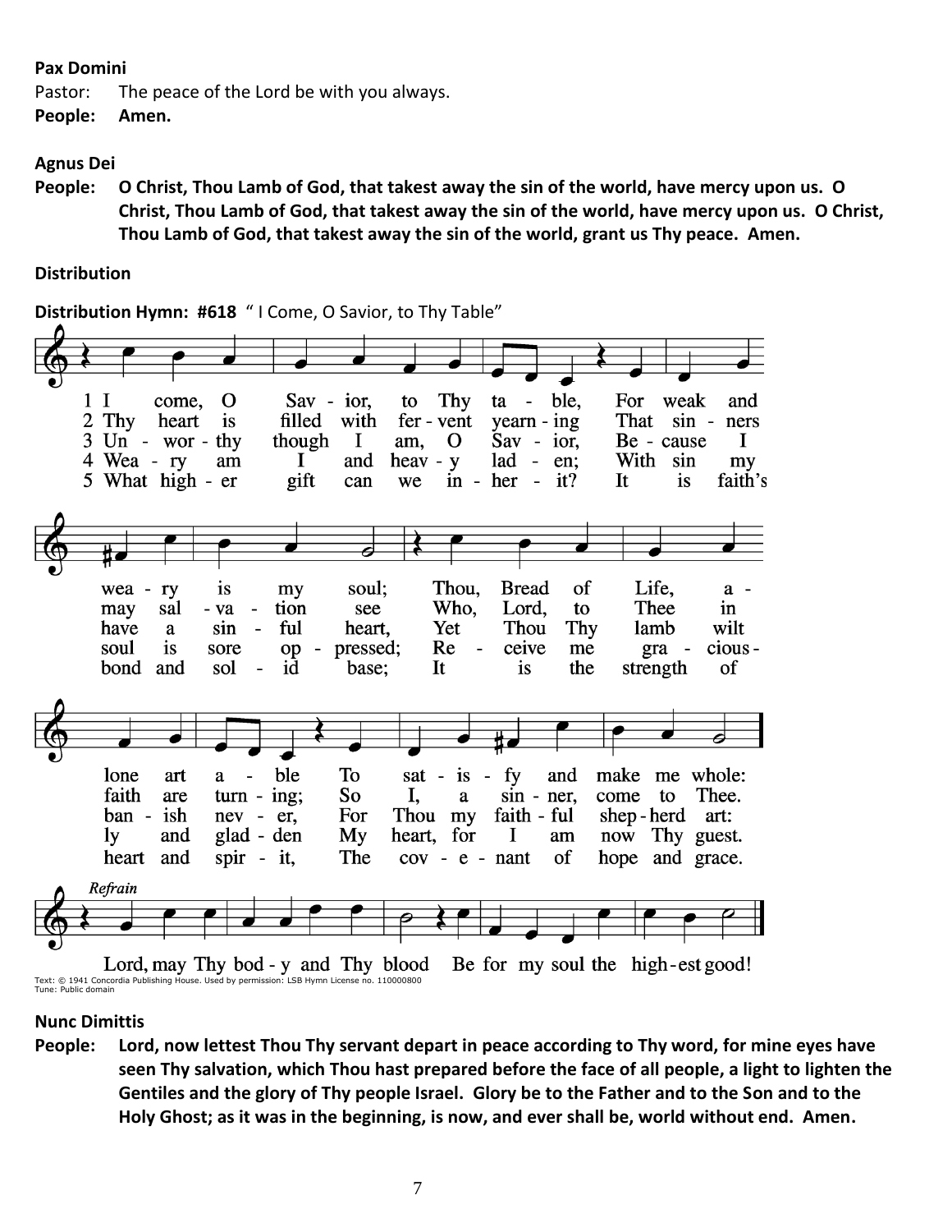**Pax Domini**

Pastor: The peace of the Lord be with you always.

**People: Amen.**

**Agnus Dei**

**People: O Christ, Thou Lamb of God, that takest away the sin of the world, have mercy upon us. O Christ, Thou Lamb of God, that takest away the sin of the world, have mercy upon us. O Christ, Thou Lamb of God, that takest away the sin of the world, grant us Thy peace. Amen.**

**Distribution**

**Distribution Hymn: #618** " I Come, O Savior, to Thy Table"

1 I come, O Savior, to Thy table, For weak and weary is my soul; Thou, Bread of Life, alone art able To satisfy and make me whole:

2 Thy heart is filled with fervent yearning That sinners may salvation see Who, Lord, to Thee in faith are turning; So I, a sinner, come to Thee.

3 Unworthy though I am, O Savior, Because I have a sinful heart, Yet Thou Thy lamb wilt banish never, For Thou my faithful shepherd art:

4 Weary am I and heavy laden; With sin my soul is sore oppressed; Receive me graciously and gladden My heart, for I am now Thy guest.

5 What higher gift can we inherit? It is faith's bond and solid base; It is the strength of heart and spirit, The covenant of hope and grace.

*Refrain*

Lord, may Thy body and Thy blood Be for my soul the highest good!

Text: © 1941 Concordia Publishing House. Used by permission: LSB Hymn License no. 110000800
Tune: Public domain

**Nunc Dimittis**

**People: Lord, now lettest Thou Thy servant depart in peace according to Thy word, for mine eyes have seen Thy salvation, which Thou hast prepared before the face of all people, a light to lighten the Gentiles and the glory of Thy people Israel. Glory be to the Father and to the Son and to the Holy Ghost; as it was in the beginning, is now, and ever shall be, world without end. Amen.**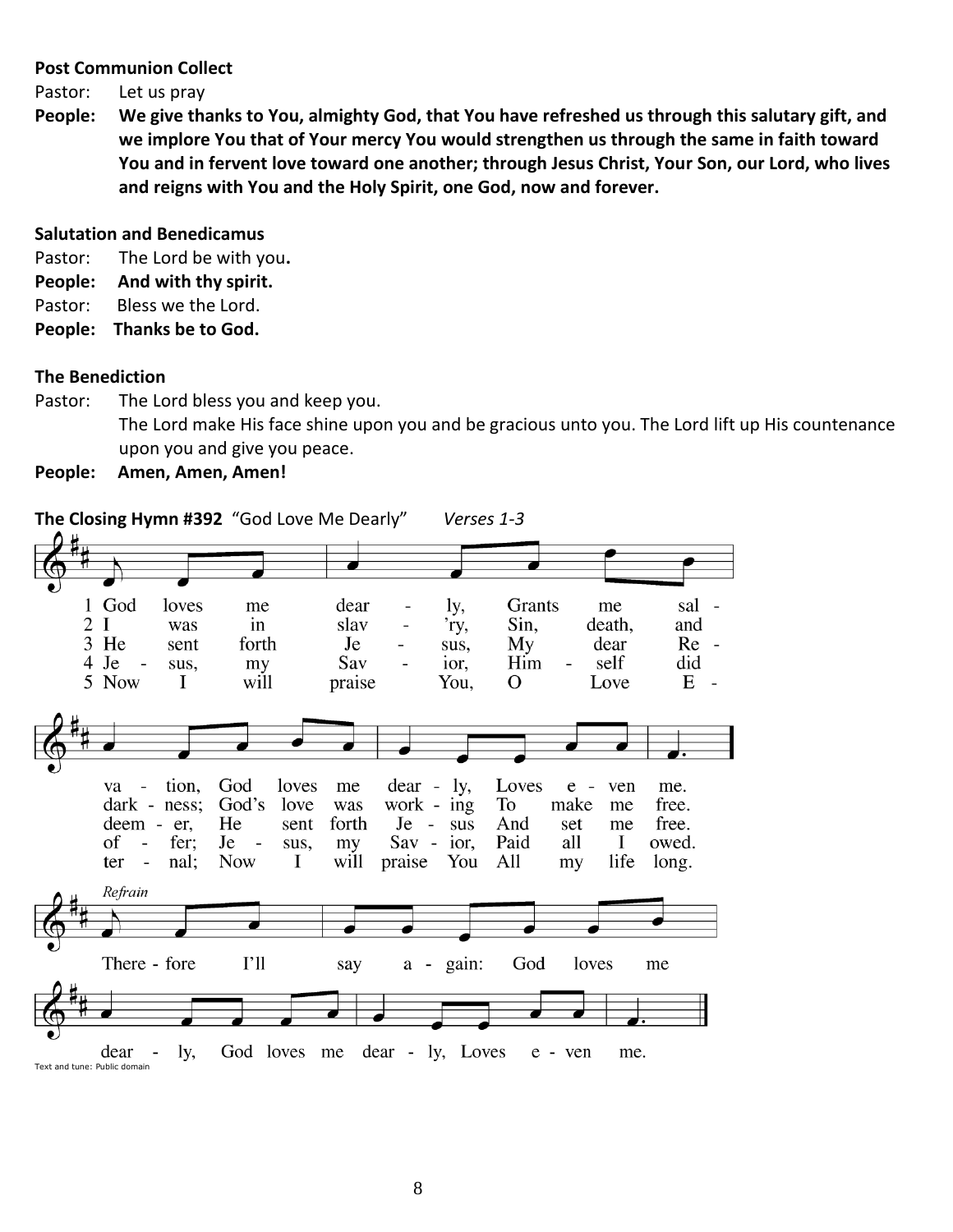**Post Communion Collect**

Pastor: Let us pray

**People: We give thanks to You, almighty God, that You have refreshed us through this salutary gift, and we implore You that of Your mercy You would strengthen us through the same in faith toward You and in fervent love toward one another; through Jesus Christ, Your Son, our Lord, who lives and reigns with You and the Holy Spirit, one God, now and forever.**

**Salutation and Benedicamus**

Pastor: The Lord be with you.

**People: And with thy spirit.**

Pastor: Bless we the Lord.

**People: Thanks be to God.**

**The Benediction**

Pastor: The Lord bless you and keep you.
The Lord make His face shine upon you and be gracious unto you. The Lord lift up His countenance upon you and give you peace.

**People: Amen, Amen, Amen!**

**The Closing Hymn #392** "God Love Me Dearly" *Verses 1-3*

1 God loves me dear - ly, Grants me sal - va - tion, God loves me dear - ly, Loves e - ven me.
2 I was in slav - 'ry, Sin, death, and dark - ness; God's love was work - ing To make me free.
3 He sent forth Je - sus, My dear Re - deem - er, He sent forth Je - sus And set me free.
4 Je - sus, my Sav - ior, Him - self did of - fer; Je - sus, my Sav - ior, Paid all I owed.
5 Now I will praise You, O Love E - ter - nal; Now I will praise You All my life long.

*Refrain*

There - fore I'll say a - gain: God loves me dear - ly, God loves me dear - ly, Loves e - ven me.

Text and tune: Public domain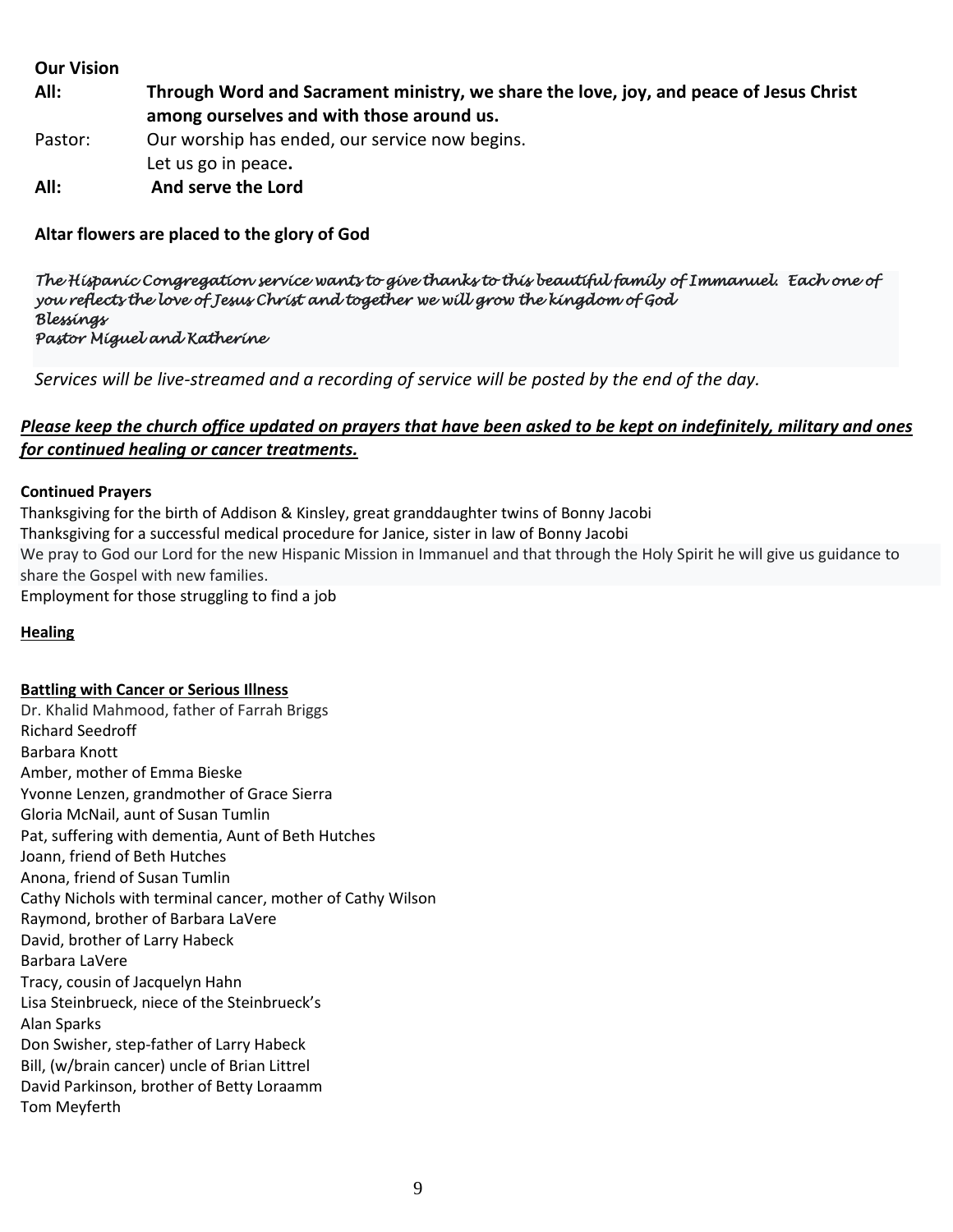**Our Vision**

**All:** **Through Word and Sacrament ministry, we share the love, joy, and peace of Jesus Christ among ourselves and with those around us.**

Pastor: Our worship has ended, our service now begins.
Let us go in peace**.**

**All:** **And serve the Lord**

**Altar flowers are placed to the glory of God**

*The Hispanic Congregation service wants to give thanks to this beautiful family of Immanuel. Each one of you reflects the love of Jesus Christ and together we will grow the kingdom of God*
*Blessings*
*Pastor Miguel and Katherine*

*Services will be live-streamed and a recording of service will be posted by the end of the day.*

***Please keep the church office updated on prayers that have been asked to be kept on indefinitely, military and ones for continued healing or cancer treatments.***

**Continued Prayers**

Thanksgiving for the birth of Addison & Kinsley, great granddaughter twins of Bonny Jacobi
Thanksgiving for a successful medical procedure for Janice, sister in law of Bonny Jacobi
We pray to God our Lord for the new Hispanic Mission in Immanuel and that through the Holy Spirit he will give us guidance to share the Gospel with new families.
Employment for those struggling to find a job

**Healing**

**Battling with Cancer or Serious Illness**

Dr. Khalid Mahmood, father of Farrah Briggs
Richard Seedroff
Barbara Knott
Amber, mother of Emma Bieske
Yvonne Lenzen, grandmother of Grace Sierra
Gloria McNail, aunt of Susan Tumlin
Pat, suffering with dementia, Aunt of Beth Hutches
Joann, friend of Beth Hutches
Anona, friend of Susan Tumlin
Cathy Nichols with terminal cancer, mother of Cathy Wilson
Raymond, brother of Barbara LaVere
David, brother of Larry Habeck
Barbara LaVere
Tracy, cousin of Jacquelyn Hahn
Lisa Steinbrueck, niece of the Steinbrueck's
Alan Sparks
Don Swisher, step-father of Larry Habeck
Bill, (w/brain cancer) uncle of Brian Littrel
David Parkinson, brother of Betty Loraamm
Tom Meyferth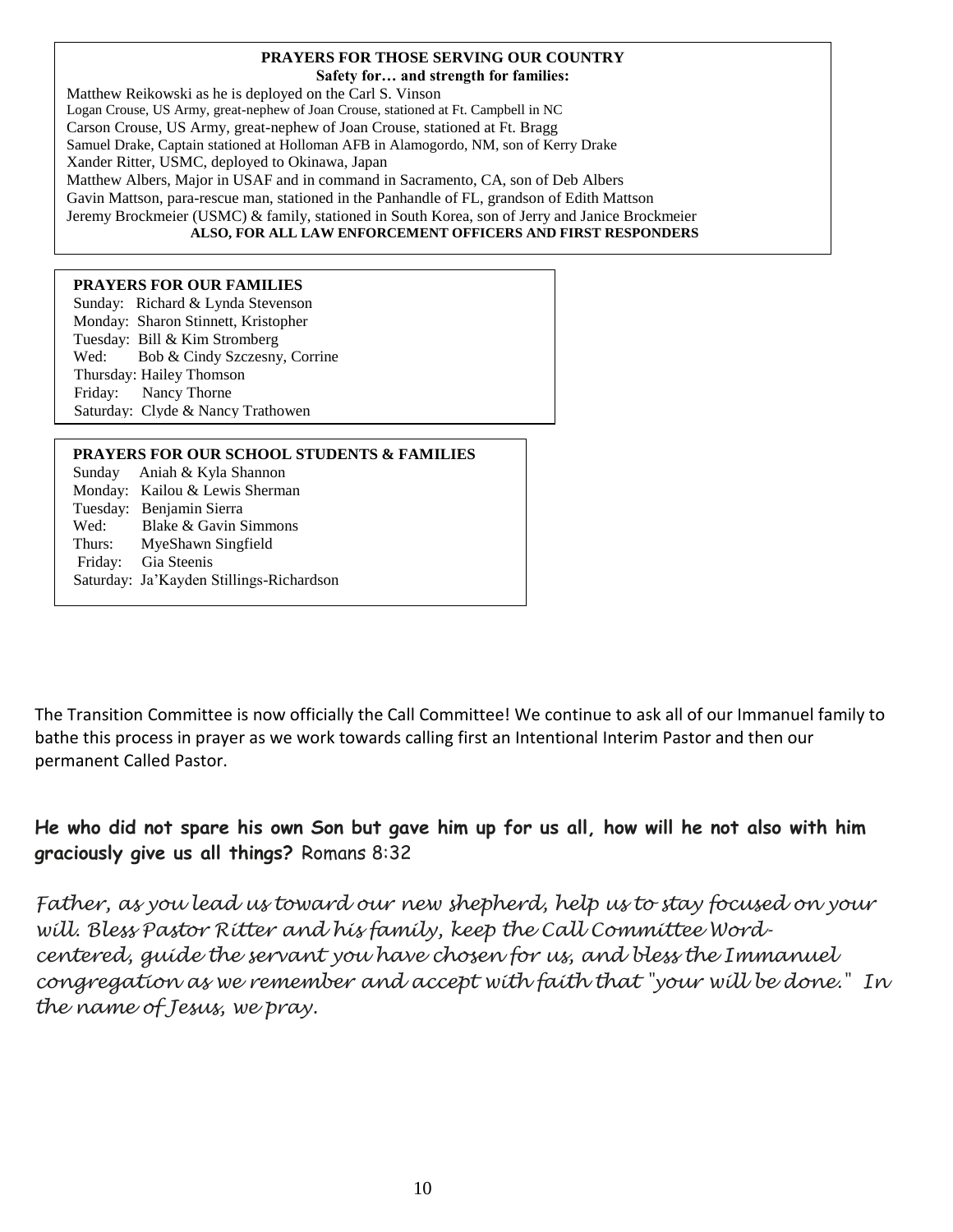## PRAYERS FOR THOSE SERVING OUR COUNTRY

**Safety for… and strength for families:**

Matthew Reikowski as he is deployed on the Carl S. Vinson
Logan Crouse, US Army, great-nephew of Joan Crouse, stationed at Ft. Campbell in NC
Carson Crouse, US Army, great-nephew of Joan Crouse, stationed at Ft. Bragg
Samuel Drake, Captain stationed at Holloman AFB in Alamogordo, NM, son of Kerry Drake
Xander Ritter, USMC, deployed to Okinawa, Japan
Matthew Albers, Major in USAF and in command in Sacramento, CA, son of Deb Albers
Gavin Mattson, para-rescue man, stationed in the Panhandle of FL, grandson of Edith Mattson
Jeremy Brockmeier (USMC) & family, stationed in South Korea, son of Jerry and Janice Brockmeier

**ALSO, FOR ALL LAW ENFORCEMENT OFFICERS AND FIRST RESPONDERS**

## PRAYERS FOR OUR FAMILIES

Sunday: Richard & Lynda Stevenson
Monday: Sharon Stinnett, Kristopher
Tuesday: Bill & Kim Stromberg
Wed: Bob & Cindy Szczesny, Corrine
Thursday: Hailey Thomson
Friday: Nancy Thorne
Saturday: Clyde & Nancy Trathowen

## PRAYERS FOR OUR SCHOOL STUDENTS & FAMILIES

Sunday Aniah & Kyla Shannon
Monday: Kailou & Lewis Sherman
Tuesday: Benjamin Sierra
Wed: Blake & Gavin Simmons
Thurs: MyeShawn Singfield
Friday: Gia Steenis
Saturday: Ja'Kayden Stillings-Richardson

The Transition Committee is now officially the Call Committee! We continue to ask all of our Immanuel family to bathe this process in prayer as we work towards calling first an Intentional Interim Pastor and then our permanent Called Pastor.

**He who did not spare his own Son but gave him up for us all, how will he not also with him graciously give us all things?** Romans 8:32

*Father, as you lead us toward our new shepherd, help us to stay focused on your will. Bless Pastor Ritter and his family, keep the Call Committee Word-centered, guide the servant you have chosen for us, and bless the Immanuel congregation as we remember and accept with faith that "your will be done." In the name of Jesus, we pray.*